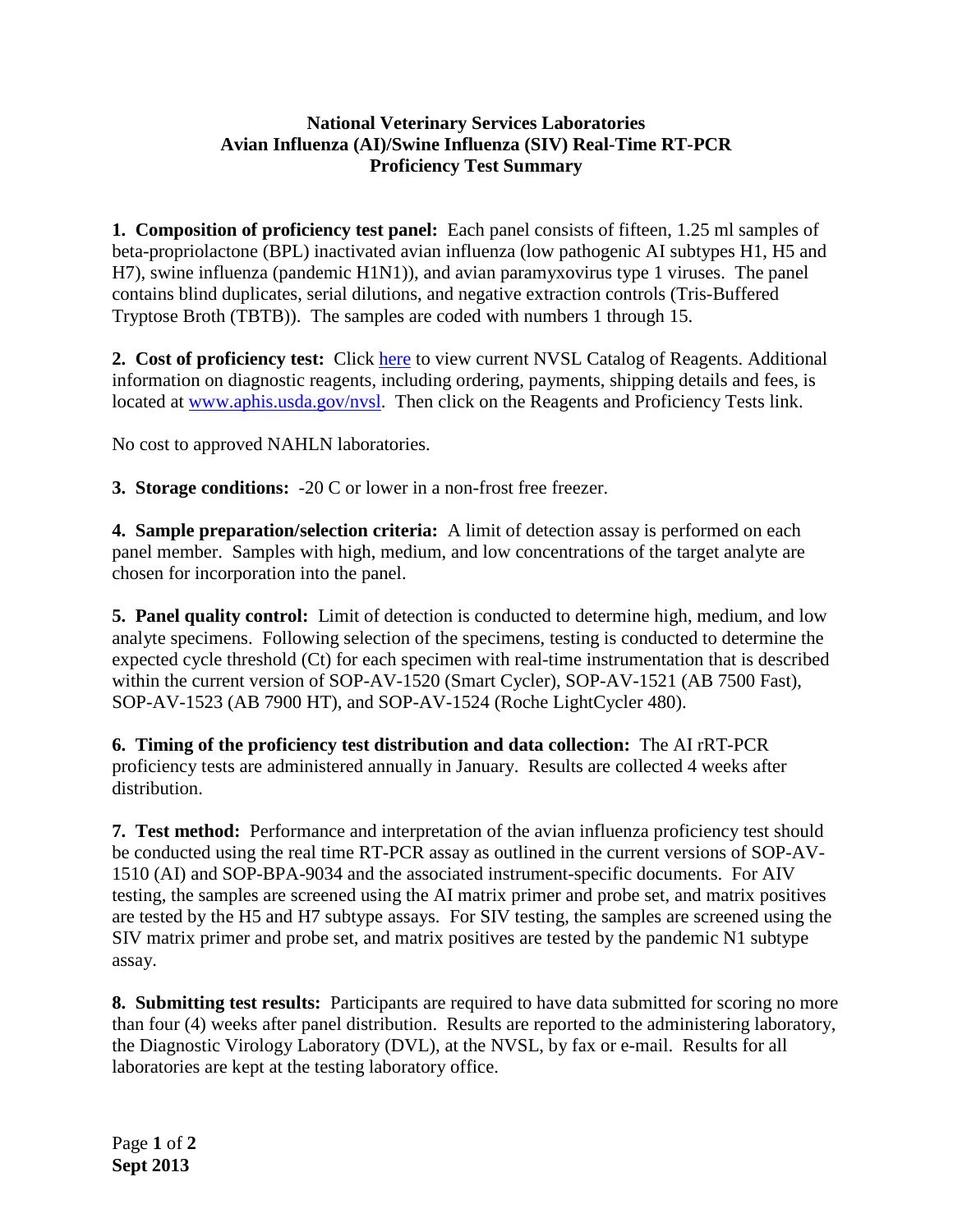# National Veterinary Services Laboratories
## Avian Influenza (AI)/Swine Influenza (SIV) Real-Time RT-PCR
## Proficiency Test Summary

**1. Composition of proficiency test panel:** Each panel consists of fifteen, 1.25 ml samples of beta-propriolactone (BPL) inactivated avian influenza (low pathogenic AI subtypes H1, H5 and H7), swine influenza (pandemic H1N1)), and avian paramyxovirus type 1 viruses. The panel contains blind duplicates, serial dilutions, and negative extraction controls (Tris-Buffered Tryptose Broth (TBTB)). The samples are coded with numbers 1 through 15.

**2. Cost of proficiency test:** Click here to view current NVSL Catalog of Reagents. Additional information on diagnostic reagents, including ordering, payments, shipping details and fees, is located at www.aphis.usda.gov/nvsl. Then click on the Reagents and Proficiency Tests link.

No cost to approved NAHLN laboratories.

**3. Storage conditions:** -20 C or lower in a non-frost free freezer.

**4. Sample preparation/selection criteria:** A limit of detection assay is performed on each panel member. Samples with high, medium, and low concentrations of the target analyte are chosen for incorporation into the panel.

**5. Panel quality control:** Limit of detection is conducted to determine high, medium, and low analyte specimens. Following selection of the specimens, testing is conducted to determine the expected cycle threshold (Ct) for each specimen with real-time instrumentation that is described within the current version of SOP-AV-1520 (Smart Cycler), SOP-AV-1521 (AB 7500 Fast), SOP-AV-1523 (AB 7900 HT), and SOP-AV-1524 (Roche LightCycler 480).

**6. Timing of the proficiency test distribution and data collection:** The AI rRT-PCR proficiency tests are administered annually in January. Results are collected 4 weeks after distribution.

**7. Test method:** Performance and interpretation of the avian influenza proficiency test should be conducted using the real time RT-PCR assay as outlined in the current versions of SOP-AV-1510 (AI) and SOP-BPA-9034 and the associated instrument-specific documents. For AIV testing, the samples are screened using the AI matrix primer and probe set, and matrix positives are tested by the H5 and H7 subtype assays. For SIV testing, the samples are screened using the SIV matrix primer and probe set, and matrix positives are tested by the pandemic N1 subtype assay.

**8. Submitting test results:** Participants are required to have data submitted for scoring no more than four (4) weeks after panel distribution. Results are reported to the administering laboratory, the Diagnostic Virology Laboratory (DVL), at the NVSL, by fax or e-mail. Results for all laboratories are kept at the testing laboratory office.

**Sept 2013**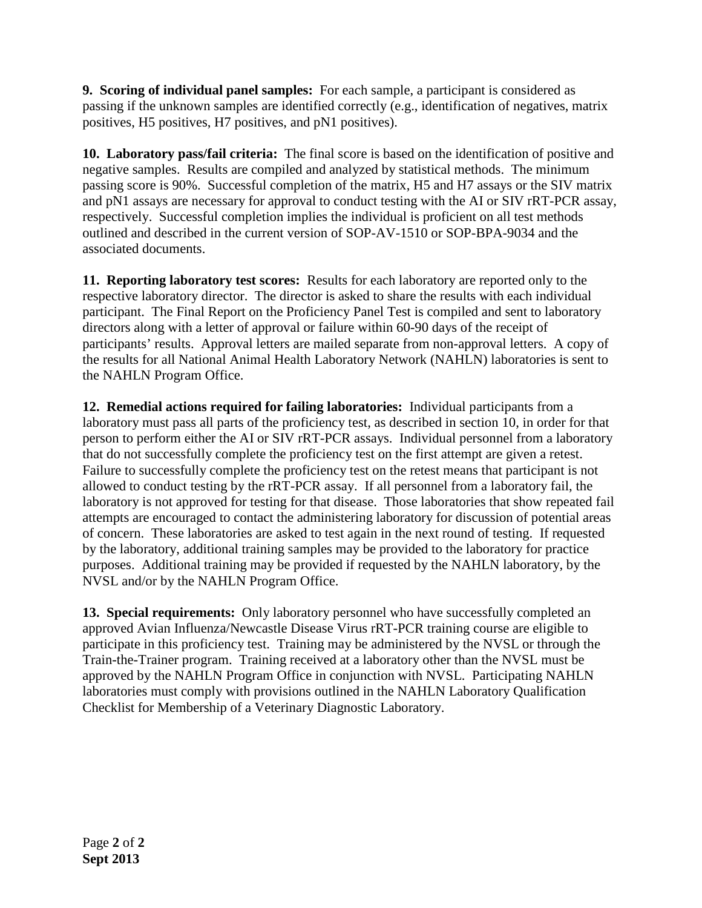**9. Scoring of individual panel samples:** For each sample, a participant is considered as passing if the unknown samples are identified correctly (e.g., identification of negatives, matrix positives, H5 positives, H7 positives, and pN1 positives).

**10. Laboratory pass/fail criteria:** The final score is based on the identification of positive and negative samples. Results are compiled and analyzed by statistical methods. The minimum passing score is 90%. Successful completion of the matrix, H5 and H7 assays or the SIV matrix and pN1 assays are necessary for approval to conduct testing with the AI or SIV rRT-PCR assay, respectively. Successful completion implies the individual is proficient on all test methods outlined and described in the current version of SOP-AV-1510 or SOP-BPA-9034 and the associated documents.

**11. Reporting laboratory test scores:** Results for each laboratory are reported only to the respective laboratory director. The director is asked to share the results with each individual participant. The Final Report on the Proficiency Panel Test is compiled and sent to laboratory directors along with a letter of approval or failure within 60-90 days of the receipt of participants' results. Approval letters are mailed separate from non-approval letters. A copy of the results for all National Animal Health Laboratory Network (NAHLN) laboratories is sent to the NAHLN Program Office.

**12. Remedial actions required for failing laboratories:** Individual participants from a laboratory must pass all parts of the proficiency test, as described in section 10, in order for that person to perform either the AI or SIV rRT-PCR assays. Individual personnel from a laboratory that do not successfully complete the proficiency test on the first attempt are given a retest. Failure to successfully complete the proficiency test on the retest means that participant is not allowed to conduct testing by the rRT-PCR assay. If all personnel from a laboratory fail, the laboratory is not approved for testing for that disease. Those laboratories that show repeated fail attempts are encouraged to contact the administering laboratory for discussion of potential areas of concern. These laboratories are asked to test again in the next round of testing. If requested by the laboratory, additional training samples may be provided to the laboratory for practice purposes. Additional training may be provided if requested by the NAHLN laboratory, by the NVSL and/or by the NAHLN Program Office.

**13. Special requirements:** Only laboratory personnel who have successfully completed an approved Avian Influenza/Newcastle Disease Virus rRT-PCR training course are eligible to participate in this proficiency test. Training may be administered by the NVSL or through the Train-the-Trainer program. Training received at a laboratory other than the NVSL must be approved by the NAHLN Program Office in conjunction with NVSL. Participating NAHLN laboratories must comply with provisions outlined in the NAHLN Laboratory Qualification Checklist for Membership of a Veterinary Diagnostic Laboratory.

**Sept 2013**